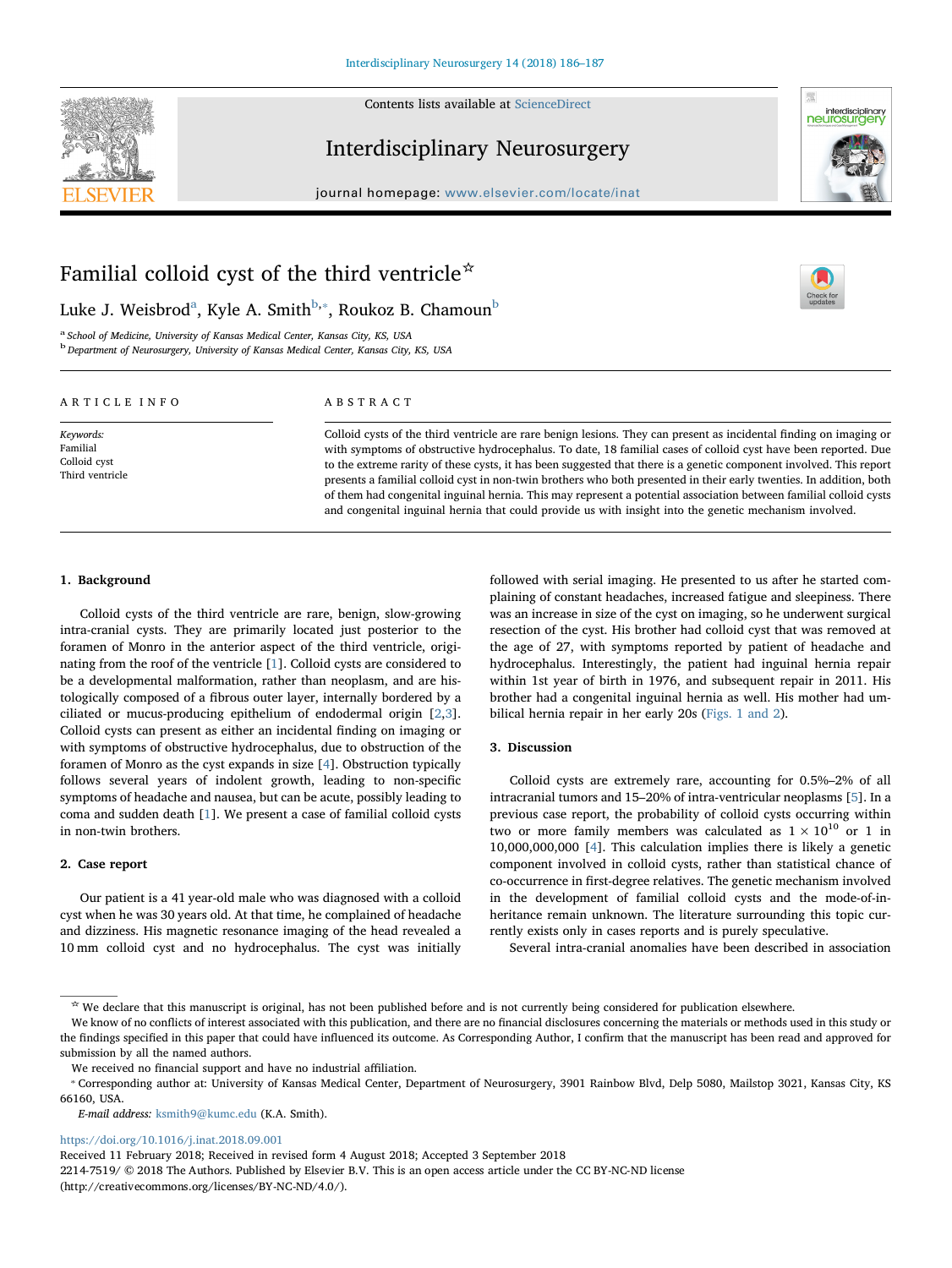# Familial colloid cyst of the third ventricle☆

Luke J. Weisbrod[a], Kyle A. Smith[b,*], Roukoz B. Chamoun[b]

[a] School of Medicine, University of Kansas Medical Center, Kansas City, KS, USA
[b] Department of Neurosurgery, University of Kansas Medical Center, Kansas City, KS, USA

## ARTICLE INFO

*Keywords:*
Familial
Colloid cyst
Third ventricle

## ABSTRACT

Colloid cysts of the third ventricle are rare benign lesions. They can present as incidental finding on imaging or with symptoms of obstructive hydrocephalus. To date, 18 familial cases of colloid cyst have been reported. Due to the extreme rarity of these cysts, it has been suggested that there is a genetic component involved. This report presents a familial colloid cyst in non-twin brothers who both presented in their early twenties. In addition, both of them had congenital inguinal hernia. This may represent a potential association between familial colloid cysts and congenital inguinal hernia that could provide us with insight into the genetic mechanism involved.

## 1. Background

Colloid cysts of the third ventricle are rare, benign, slow-growing intra-cranial cysts. They are primarily located just posterior to the foramen of Monro in the anterior aspect of the third ventricle, originating from the roof of the ventricle [1]. Colloid cysts are considered to be a developmental malformation, rather than neoplasm, and are histologically composed of a fibrous outer layer, internally bordered by a ciliated or mucus-producing epithelium of endodermal origin [2,3]. Colloid cysts can present as either an incidental finding on imaging or with symptoms of obstructive hydrocephalus, due to obstruction of the foramen of Monro as the cyst expands in size [4]. Obstruction typically follows several years of indolent growth, leading to non-specific symptoms of headache and nausea, but can be acute, possibly leading to coma and sudden death [1]. We present a case of familial colloid cysts in non-twin brothers.

## 2. Case report

Our patient is a 41 year-old male who was diagnosed with a colloid cyst when he was 30 years old. At that time, he complained of headache and dizziness. His magnetic resonance imaging of the head revealed a 10 mm colloid cyst and no hydrocephalus. The cyst was initially followed with serial imaging. He presented to us after he started complaining of constant headaches, increased fatigue and sleepiness. There was an increase in size of the cyst on imaging, so he underwent surgical resection of the cyst. His brother had colloid cyst that was removed at the age of 27, with symptoms reported by patient of headache and hydrocephalus. Interestingly, the patient had inguinal hernia repair within 1st year of birth in 1976, and subsequent repair in 2011. His brother had a congenital inguinal hernia as well. His mother had umbilical hernia repair in her early 20s (Figs. 1 and 2).

## 3. Discussion

Colloid cysts are extremely rare, accounting for 0.5%–2% of all intracranial tumors and 15–20% of intra-ventricular neoplasms [5]. In a previous case report, the probability of colloid cysts occurring within two or more family members was calculated as $1 \times 10^{10}$ or 1 in 10,000,000,000 [4]. This calculation implies there is likely a genetic component involved in colloid cysts, rather than statistical chance of co-occurrence in first-degree relatives. The genetic mechanism involved in the development of familial colloid cysts and the mode-of-inheritance remain unknown. The literature surrounding this topic currently exists only in cases reports and is purely speculative.

Several intra-cranial anomalies have been described in association

---

☆ We declare that this manuscript is original, has not been published before and is not currently being considered for publication elsewhere.
We know of no conflicts of interest associated with this publication, and there are no financial disclosures concerning the materials or methods used in this study or the findings specified in this paper that could have influenced its outcome. As Corresponding Author, I confirm that the manuscript has been read and approved for submission by all the named authors.
We received no financial support and have no industrial affiliation.

\* Corresponding author at: University of Kansas Medical Center, Department of Neurosurgery, 3901 Rainbow Blvd, Delp 5080, Mailstop 3021, Kansas City, KS 66160, USA.

*E-mail address:* ksmith9@kumc.edu (K.A. Smith).

https://doi.org/10.1016/j.inat.2018.09.001
Received 11 February 2018; Received in revised form 4 August 2018; Accepted 3 September 2018
2214-7519/ © 2018 The Authors. Published by Elsevier B.V. This is an open access article under the CC BY-NC-ND license (http://creativecommons.org/licenses/BY-NC-ND/4.0/).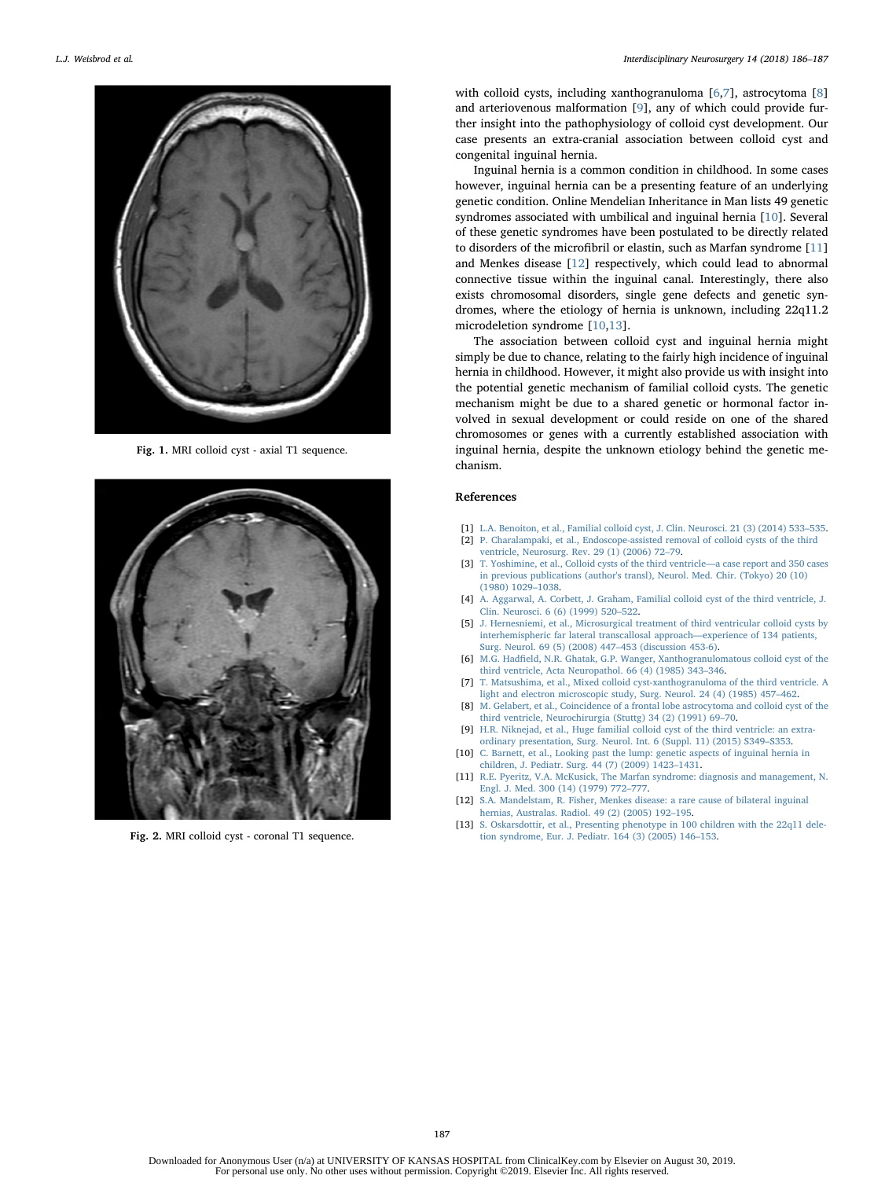Fig. 1. MRI colloid cyst - axial T1 sequence.

Fig. 2. MRI colloid cyst - coronal T1 sequence.

with colloid cysts, including xanthogranuloma [6,7], astrocytoma [8] and arteriovenous malformation [9], any of which could provide further insight into the pathophysiology of colloid cyst development. Our case presents an extra-cranial association between colloid cyst and congenital inguinal hernia.

Inguinal hernia is a common condition in childhood. In some cases however, inguinal hernia can be a presenting feature of an underlying genetic condition. Online Mendelian Inheritance in Man lists 49 genetic syndromes associated with umbilical and inguinal hernia [10]. Several of these genetic syndromes have been postulated to be directly related to disorders of the microfibril or elastin, such as Marfan syndrome [11] and Menkes disease [12] respectively, which could lead to abnormal connective tissue within the inguinal canal. Interestingly, there also exists chromosomal disorders, single gene defects and genetic syndromes, where the etiology of hernia is unknown, including 22q11.2 microdeletion syndrome [10,13].

The association between colloid cyst and inguinal hernia might simply be due to chance, relating to the fairly high incidence of inguinal hernia in childhood. However, it might also provide us with insight into the potential genetic mechanism of familial colloid cysts. The genetic mechanism might be due to a shared genetic or hormonal factor involved in sexual development or could reside on one of the shared chromosomes or genes with a currently established association with inguinal hernia, despite the unknown etiology behind the genetic mechanism.

## References

[1] L.A. Benoiton, et al., Familial colloid cyst, J. Clin. Neurosci. 21 (3) (2014) 533–535.

[2] P. Charalampaki, et al., Endoscope-assisted removal of colloid cysts of the third ventricle, Neurosurg. Rev. 29 (1) (2006) 72–79.

[3] T. Yoshimine, et al., Colloid cysts of the third ventricle—a case report and 350 cases in previous publications (author's transl), Neurol. Med. Chir. (Tokyo) 20 (10) (1980) 1029–1038.

[4] A. Aggarwal, A. Corbett, J. Graham, Familial colloid cyst of the third ventricle, J. Clin. Neurosci. 6 (6) (1999) 520–522.

[5] J. Hernesniemi, et al., Microsurgical treatment of third ventricular colloid cysts by interhemispheric far lateral transcallosal approach—experience of 134 patients, Surg. Neurol. 69 (5) (2008) 447–453 (discussion 453-6).

[6] M.G. Hadfield, N.R. Ghatak, G.P. Wanger, Xanthogranulomatous colloid cyst of the third ventricle, Acta Neuropathol. 66 (4) (1985) 343–346.

[7] T. Matsushima, et al., Mixed colloid cyst-xanthogranuloma of the third ventricle. A light and electron microscopic study, Surg. Neurol. 24 (4) (1985) 457–462.

[8] M. Gelabert, et al., Coincidence of a frontal lobe astrocytoma and colloid cyst of the third ventricle, Neurochirurgia (Stuttg) 34 (2) (1991) 69–70.

[9] H.R. Niknejad, et al., Huge familial colloid cyst of the third ventricle: an extraordinary presentation, Surg. Neurol. Int. 6 (Suppl. 11) (2015) S349–S353.

[10] C. Barnett, et al., Looking past the lump: genetic aspects of inguinal hernia in children, J. Pediatr. Surg. 44 (7) (2009) 1423–1431.

[11] R.E. Pyeritz, V.A. McKusick, The Marfan syndrome: diagnosis and management, N. Engl. J. Med. 300 (14) (1979) 772–777.

[12] S.A. Mandelstam, R. Fisher, Menkes disease: a rare cause of bilateral inguinal hernias, Australas. Radiol. 49 (2) (2005) 192–195.

[13] S. Oskarsdottir, et al., Presenting phenotype in 100 children with the 22q11 deletion syndrome, Eur. J. Pediatr. 164 (3) (2005) 146–153.